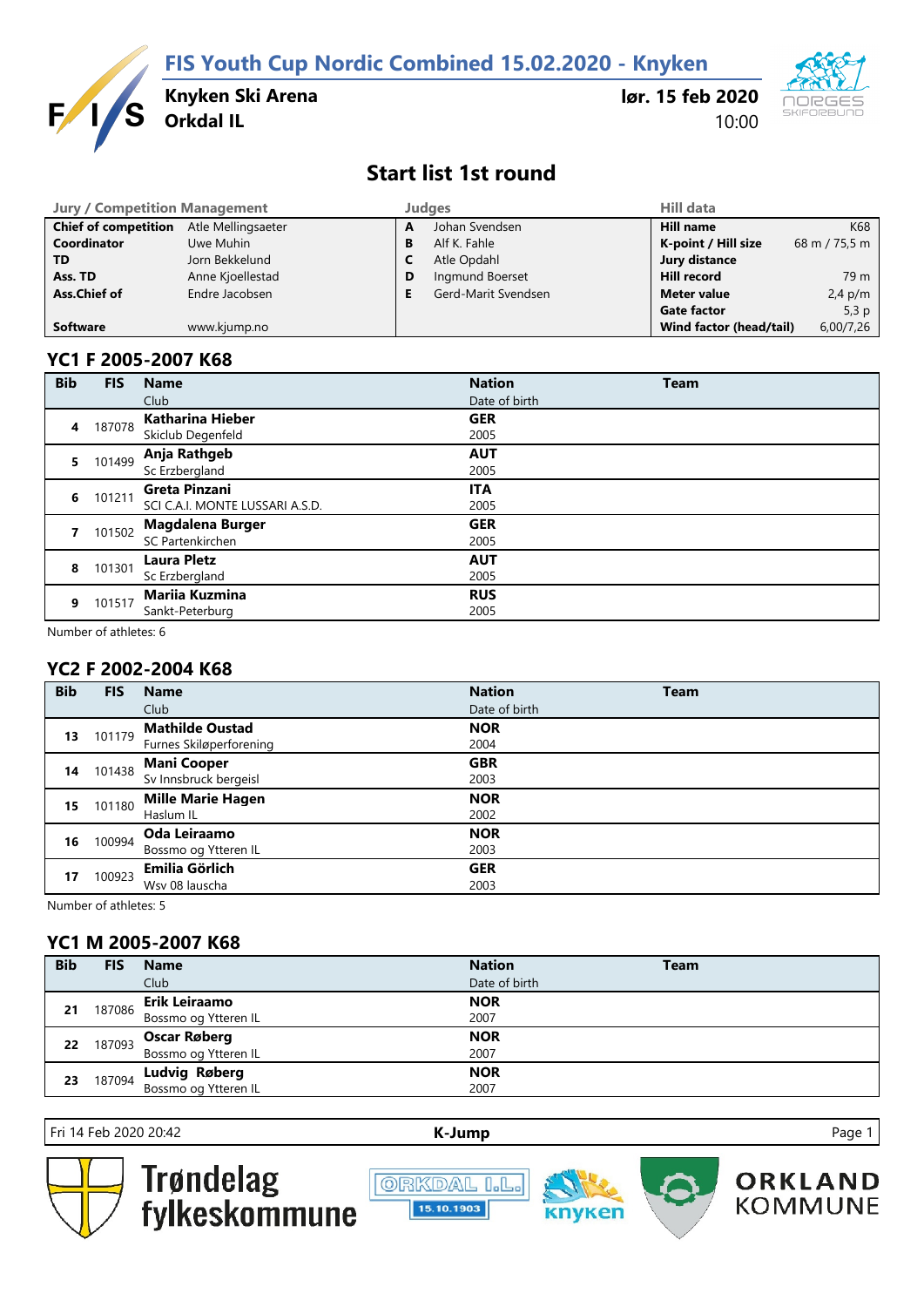# FIS Youth Cup Nordic Combined 15.02.2020 - Knyken

**Knyken Ski Arena**
**Orkdal IL**

**lør. 15 feb 2020**
10:00

## Start list 1st round

| Jury / Competition Management | | Judges | | Hill data | |
|---|---|---|---|---|---|
| **Chief of competition** | Atle Mellingsaeter | **A** | Johan Svendsen | **Hill name** | K68 |
| **Coordinator** | Uwe Muhin | **B** | Alf K. Fahle | **K-point / Hill size** | 68 m / 75,5 m |
| **TD** | Jorn Bekkelund | **C** | Atle Opdahl | **Jury distance** | |
| **Ass. TD** | Anne Kjoellestad | **D** | Ingmund Boerset | **Hill record** | 79 m |
| **Ass.Chief of** | Endre Jacobsen | **E** | Gerd-Marit Svendsen | **Meter value** | 2,4 p/m |
| | | | | **Gate factor** | 5,3 p |
| **Software** | www.kjump.no | | | **Wind factor (head/tail)** | 6,00/7,26 |

### YC1 F 2005-2007 K68

| Bib | FIS | Name / Club | Nation / Date of birth | Team |
|---|---|---|---|---|
| 4 | 187078 | **Katharina Hieber** Skiclub Degenfeld | **GER** 2005 | |
| 5 | 101499 | **Anja Rathgeb** Sc Erzbergland | **AUT** 2005 | |
| 6 | 101211 | **Greta Pinzani** SCI C.A.I. MONTE LUSSARI A.S.D. | **ITA** 2005 | |
| 7 | 101502 | **Magdalena Burger** SC Partenkirchen | **GER** 2005 | |
| 8 | 101301 | **Laura Pletz** Sc Erzbergland | **AUT** 2005 | |
| 9 | 101517 | **Mariia Kuzmina** Sankt-Peterburg | **RUS** 2005 | |

Number of athletes: 6

### YC2 F 2002-2004 K68

| Bib | FIS | Name / Club | Nation / Date of birth | Team |
|---|---|---|---|---|
| 13 | 101179 | **Mathilde Oustad** Furnes Skiløperforening | **NOR** 2004 | |
| 14 | 101438 | **Mani Cooper** Sv Innsbruck bergeisl | **GBR** 2003 | |
| 15 | 101180 | **Mille Marie Hagen** Haslum IL | **NOR** 2002 | |
| 16 | 100994 | **Oda Leiraamo** Bossmo og Ytteren IL | **NOR** 2003 | |
| 17 | 100923 | **Emilia Görlich** Wsv 08 lauscha | **GER** 2003 | |

Number of athletes: 5

### YC1 M 2005-2007 K68

| Bib | FIS | Name / Club | Nation / Date of birth | Team |
|---|---|---|---|---|
| 21 | 187086 | **Erik Leiraamo** Bossmo og Ytteren IL | **NOR** 2007 | |
| 22 | 187093 | **Oscar Røberg** Bossmo og Ytteren IL | **NOR** 2007 | |
| 23 | 187094 | **Ludvig Røberg** Bossmo og Ytteren IL | **NOR** 2007 | |

Fri 14 Feb 2020 20:42 — K-Jump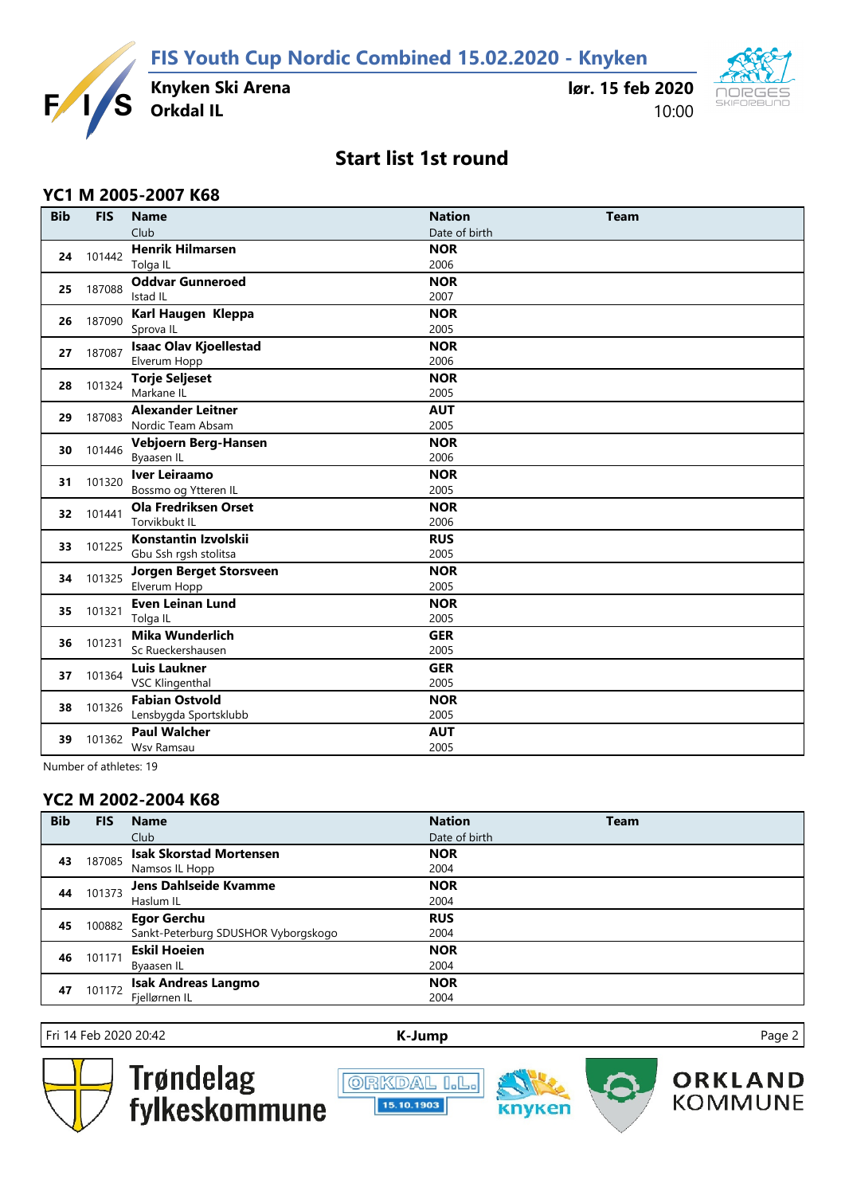# FIS Youth Cup Nordic Combined 15.02.2020 - Knyken

**Knyken Ski Arena**
**Orkdal IL**

**lør. 15 feb 2020**
10:00

## Start list 1st round

### YC1 M 2005-2007 K68

| Bib | FIS | Name / Club | Nation / Date of birth | Team |
|---|---|---|---|---|
| 24 | 101442 | **Henrik Hilmarsen** Tolga IL | **NOR** 2006 | |
| 25 | 187088 | **Oddvar Gunneroed** Istad IL | **NOR** 2007 | |
| 26 | 187090 | **Karl Haugen Kleppa** Sprova IL | **NOR** 2005 | |
| 27 | 187087 | **Isaac Olav Kjoellestad** Elverum Hopp | **NOR** 2006 | |
| 28 | 101324 | **Torje Seljeset** Markane IL | **NOR** 2005 | |
| 29 | 187083 | **Alexander Leitner** Nordic Team Absam | **AUT** 2005 | |
| 30 | 101446 | **Vebjoern Berg-Hansen** Byaasen IL | **NOR** 2006 | |
| 31 | 101320 | **Iver Leiraamo** Bossmo og Ytteren IL | **NOR** 2005 | |
| 32 | 101441 | **Ola Fredriksen Orset** Torvikbukt IL | **NOR** 2006 | |
| 33 | 101225 | **Konstantin Izvolskii** Gbu Ssh rgsh stolitsa | **RUS** 2005 | |
| 34 | 101325 | **Jorgen Berget Storsveen** Elverum Hopp | **NOR** 2005 | |
| 35 | 101321 | **Even Leinan Lund** Tolga IL | **NOR** 2005 | |
| 36 | 101231 | **Mika Wunderlich** Sc Rueckershausen | **GER** 2005 | |
| 37 | 101364 | **Luis Laukner** VSC Klingenthal | **GER** 2005 | |
| 38 | 101326 | **Fabian Ostvold** Lensbygda Sportsklubb | **NOR** 2005 | |
| 39 | 101362 | **Paul Walcher** Wsv Ramsau | **AUT** 2005 | |

Number of athletes: 19

### YC2 M 2002-2004 K68

| Bib | FIS | Name / Club | Nation / Date of birth | Team |
|---|---|---|---|---|
| 43 | 187085 | **Isak Skorstad Mortensen** Namsos IL Hopp | **NOR** 2004 | |
| 44 | 101373 | **Jens Dahlseide Kvamme** Haslum IL | **NOR** 2004 | |
| 45 | 100882 | **Egor Gerchu** Sankt-Peterburg SDUSHOR Vyborgskogo | **RUS** 2004 | |
| 46 | 101171 | **Eskil Hoeien** Byaasen IL | **NOR** 2004 | |
| 47 | 101172 | **Isak Andreas Langmo** Fjellørnen IL | **NOR** 2004 | |

Fri 14 Feb 2020 20:42 — **K-Jump**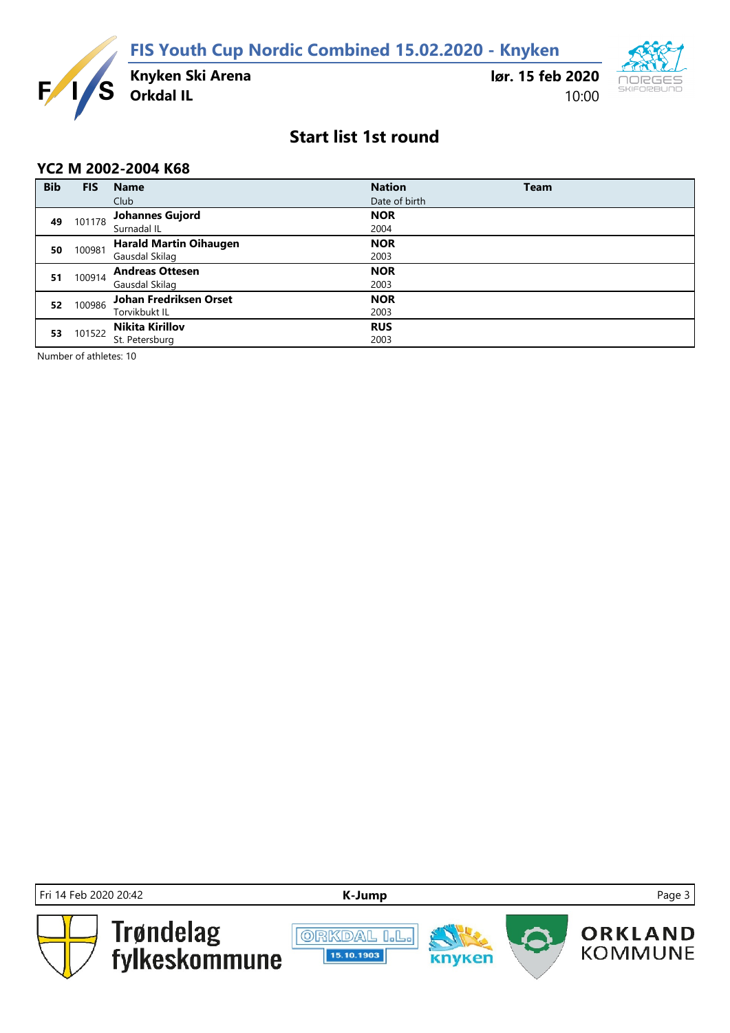FIS Youth Cup Nordic Combined 15.02.2020 - Knyken

Knyken Ski Arena
Orkdal IL

lør. 15 feb 2020
10:00

## Start list 1st round

### YC2 M 2002-2004 K68

| Bib | FIS | Name<br>Club | Nation<br>Date of birth | Team |
|---|---|---|---|---|
| 49 | 101178 | **Johannes Gujord**<br>Surnadal IL | **NOR**<br>2004 | |
| 50 | 100981 | **Harald Martin Oihaugen**<br>Gausdal Skilag | **NOR**<br>2003 | |
| 51 | 100914 | **Andreas Ottesen**<br>Gausdal Skilag | **NOR**<br>2003 | |
| 52 | 100986 | **Johan Fredriksen Orset**<br>Torvikbukt IL | **NOR**<br>2003 | |
| 53 | 101522 | **Nikita Kirillov**<br>St. Petersburg | **RUS**<br>2003 | |

Number of athletes: 10

Fri 14 Feb 2020 20:42 K-Jump